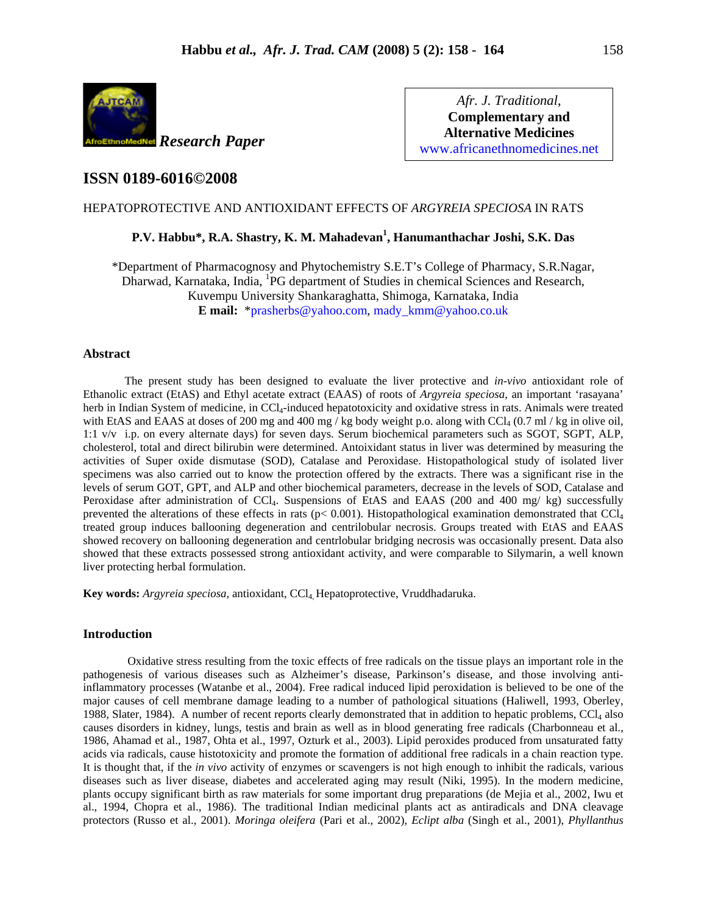*Research Paper*

Afr. J. Traditional,
**Complementary and Alternative Medicines**
www.africanethnomedicines.net

**ISSN 0189-6016©2008**

HEPATOPROTECTIVE AND ANTIOXIDANT EFFECTS OF *ARGYREIA SPECIOSA* IN RATS

**P.V. Habbu\*, R.A. Shastry, K. M. Mahadevan[1], Hanumanthachar Joshi, S.K. Das**

\*Department of Pharmacognosy and Phytochemistry S.E.T's College of Pharmacy, S.R.Nagar, Dharwad, Karnataka, India, [1]PG department of Studies in chemical Sciences and Research, Kuvempu University Shankaraghatta, Shimoga, Karnataka, India
**E mail:** \*prasherbs@yahoo.com, mady_kmm@yahoo.co.uk

## Abstract

The present study has been designed to evaluate the liver protective and *in-vivo* antioxidant role of Ethanolic extract (EtAS) and Ethyl acetate extract (EAAS) of roots of *Argyreia speciosa*, an important 'rasayana' herb in Indian System of medicine, in $CCl_4$-induced hepatotoxicity and oxidative stress in rats. Animals were treated with EtAS and EAAS at doses of 200 mg and 400 mg / kg body weight p.o. along with $CCl_4$ (0.7 ml / kg in olive oil, 1:1 v/v i.p. on every alternate days) for seven days. Serum biochemical parameters such as SGOT, SGPT, ALP, cholesterol, total and direct bilirubin were determined. Antoixidant status in liver was determined by measuring the activities of Super oxide dismutase (SOD), Catalase and Peroxidase. Histopathological study of isolated liver specimens was also carried out to know the protection offered by the extracts. There was a significant rise in the levels of serum GOT, GPT, and ALP and other biochemical parameters, decrease in the levels of SOD, Catalase and Peroxidase after administration of $CCl_4$. Suspensions of EtAS and EAAS (200 and 400 mg/ kg) successfully prevented the alterations of these effects in rats ($p< 0.001$). Histopathological examination demonstrated that $CCl_4$ treated group induces ballooning degeneration and centrilobular necrosis. Groups treated with EtAS and EAAS showed recovery on ballooning degeneration and centrlobular bridging necrosis was occasionally present. Data also showed that these extracts possessed strong antioxidant activity, and were comparable to Silymarin, a well known liver protecting herbal formulation.

**Key words:** *Argyreia speciosa,* antioxidant, $CCl_4$, Hepatoprotective, Vruddhadaruka.

## Introduction

Oxidative stress resulting from the toxic effects of free radicals on the tissue plays an important role in the pathogenesis of various diseases such as Alzheimer's disease, Parkinson's disease, and those involving anti-inflammatory processes (Watanbe et al., 2004). Free radical induced lipid peroxidation is believed to be one of the major causes of cell membrane damage leading to a number of pathological situations (Haliwell, 1993, Oberley, 1988, Slater, 1984). A number of recent reports clearly demonstrated that in addition to hepatic problems, $CCl_4$ also causes disorders in kidney, lungs, testis and brain as well as in blood generating free radicals (Charbonneau et al., 1986, Ahamad et al., 1987, Ohta et al., 1997, Ozturk et al., 2003). Lipid peroxides produced from unsaturated fatty acids via radicals, cause histotoxicity and promote the formation of additional free radicals in a chain reaction type. It is thought that, if the *in vivo* activity of enzymes or scavengers is not high enough to inhibit the radicals, various diseases such as liver disease, diabetes and accelerated aging may result (Niki, 1995). In the modern medicine, plants occupy significant birth as raw materials for some important drug preparations (de Mejia et al., 2002, Iwu et al., 1994, Chopra et al., 1986). The traditional Indian medicinal plants act as antiradicals and DNA cleavage protectors (Russo et al., 2001). *Moringa oleifera* (Pari et al., 2002), *Eclipt alba* (Singh et al., 2001), *Phyllanthus*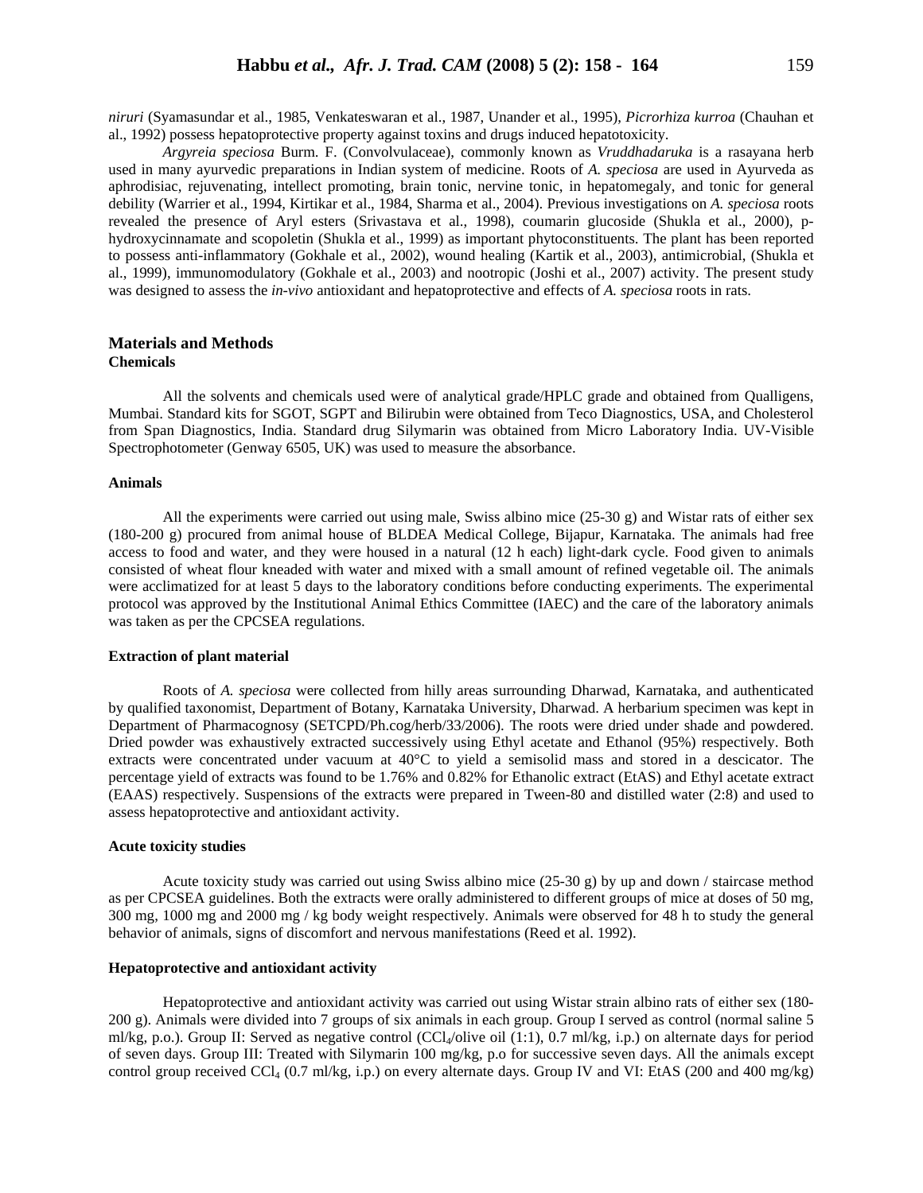*niruri* (Syamasundar et al., 1985, Venkateswaran et al., 1987, Unander et al., 1995), *Picrorhiza kurroa* (Chauhan et al., 1992) possess hepatoprotective property against toxins and drugs induced hepatotoxicity.

*Argyreia speciosa* Burm. F. (Convolvulaceae), commonly known as *Vruddhadaruka* is a rasayana herb used in many ayurvedic preparations in Indian system of medicine. Roots of *A. speciosa* are used in Ayurveda as aphrodisiac, rejuvenating, intellect promoting, brain tonic, nervine tonic, in hepatomegaly, and tonic for general debility (Warrier et al., 1994, Kirtikar et al., 1984, Sharma et al., 2004). Previous investigations on *A. speciosa* roots revealed the presence of Aryl esters (Srivastava et al., 1998), coumarin glucoside (Shukla et al., 2000), p-hydroxycinnamate and scopoletin (Shukla et al., 1999) as important phytoconstituents. The plant has been reported to possess anti-inflammatory (Gokhale et al., 2002), wound healing (Kartik et al., 2003), antimicrobial, (Shukla et al., 1999), immunomodulatory (Gokhale et al., 2003) and nootropic (Joshi et al., 2007) activity. The present study was designed to assess the *in-vivo* antioxidant and hepatoprotective and effects of *A. speciosa* roots in rats.

## Materials and Methods

### Chemicals

All the solvents and chemicals used were of analytical grade/HPLC grade and obtained from Qualligens, Mumbai. Standard kits for SGOT, SGPT and Bilirubin were obtained from Teco Diagnostics, USA, and Cholesterol from Span Diagnostics, India. Standard drug Silymarin was obtained from Micro Laboratory India. UV-Visible Spectrophotometer (Genway 6505, UK) was used to measure the absorbance.

### Animals

All the experiments were carried out using male, Swiss albino mice (25-30 g) and Wistar rats of either sex (180-200 g) procured from animal house of BLDEA Medical College, Bijapur, Karnataka. The animals had free access to food and water, and they were housed in a natural (12 h each) light-dark cycle. Food given to animals consisted of wheat flour kneaded with water and mixed with a small amount of refined vegetable oil. The animals were acclimatized for at least 5 days to the laboratory conditions before conducting experiments. The experimental protocol was approved by the Institutional Animal Ethics Committee (IAEC) and the care of the laboratory animals was taken as per the CPCSEA regulations.

### Extraction of plant material

Roots of *A. speciosa* were collected from hilly areas surrounding Dharwad, Karnataka, and authenticated by qualified taxonomist, Department of Botany, Karnataka University, Dharwad. A herbarium specimen was kept in Department of Pharmacognosy (SETCPD/Ph.cog/herb/33/2006). The roots were dried under shade and powdered. Dried powder was exhaustively extracted successively using Ethyl acetate and Ethanol (95%) respectively. Both extracts were concentrated under vacuum at 40°C to yield a semisolid mass and stored in a descicator. The percentage yield of extracts was found to be 1.76% and 0.82% for Ethanolic extract (EtAS) and Ethyl acetate extract (EAAS) respectively. Suspensions of the extracts were prepared in Tween-80 and distilled water (2:8) and used to assess hepatoprotective and antioxidant activity.

### Acute toxicity studies

Acute toxicity study was carried out using Swiss albino mice (25-30 g) by up and down / staircase method as per CPCSEA guidelines. Both the extracts were orally administered to different groups of mice at doses of 50 mg, 300 mg, 1000 mg and 2000 mg / kg body weight respectively. Animals were observed for 48 h to study the general behavior of animals, signs of discomfort and nervous manifestations (Reed et al. 1992).

### Hepatoprotective and antioxidant activity

Hepatoprotective and antioxidant activity was carried out using Wistar strain albino rats of either sex (180-200 g). Animals were divided into 7 groups of six animals in each group. Group I served as control (normal saline 5 ml/kg, p.o.). Group II: Served as negative control ($CCl_4$/olive oil (1:1), 0.7 ml/kg, i.p.) on alternate days for period of seven days. Group III: Treated with Silymarin 100 mg/kg, p.o for successive seven days. All the animals except control group received $CCl_4$ (0.7 ml/kg, i.p.) on every alternate days. Group IV and VI: EtAS (200 and 400 mg/kg)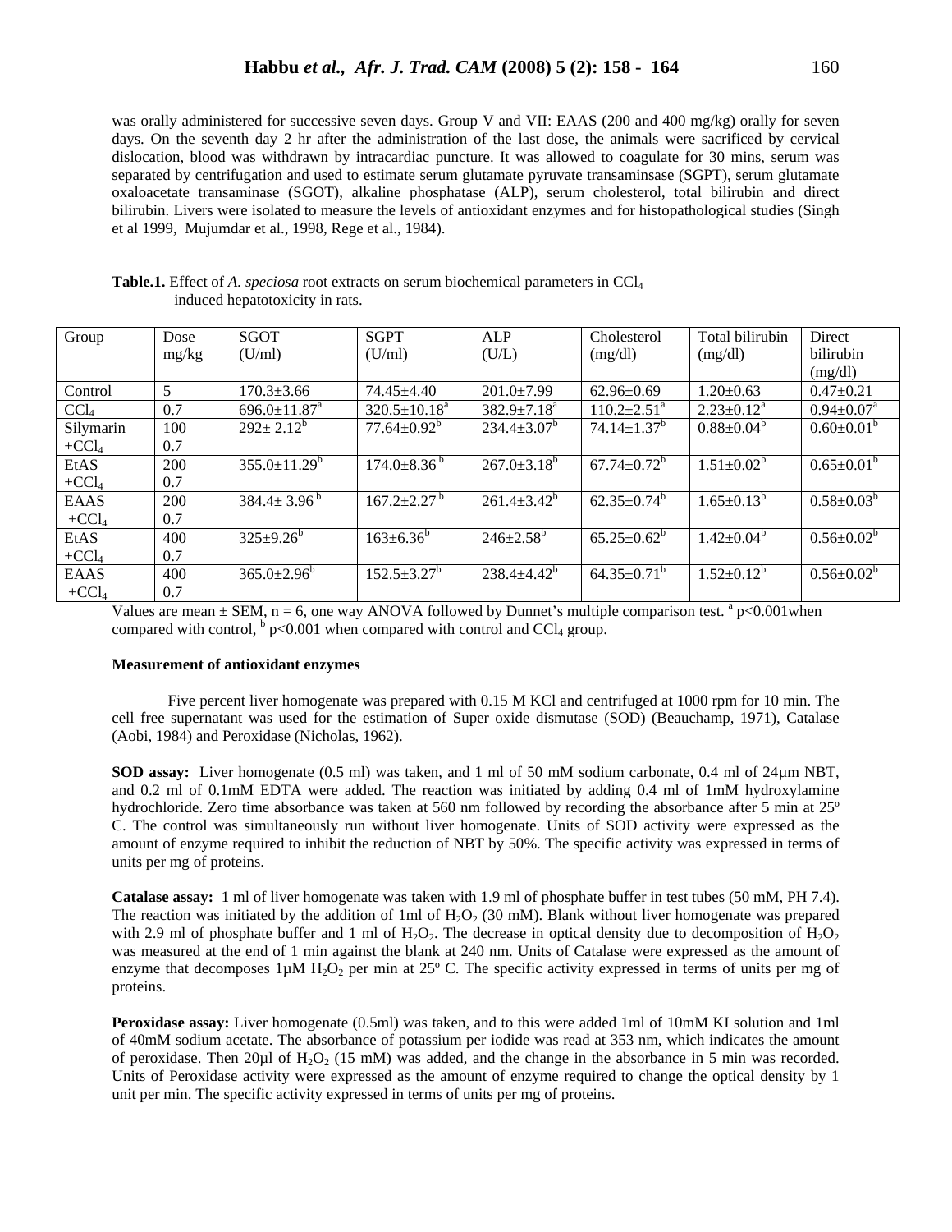was orally administered for successive seven days. Group V and VII: EAAS (200 and 400 mg/kg) orally for seven days. On the seventh day 2 hr after the administration of the last dose, the animals were sacrificed by cervical dislocation, blood was withdrawn by intracardiac puncture. It was allowed to coagulate for 30 mins, serum was separated by centrifugation and used to estimate serum glutamate pyruvate transaminsase (SGPT), serum glutamate oxaloacetate transaminase (SGOT), alkaline phosphatase (ALP), serum cholesterol, total bilirubin and direct bilirubin. Livers were isolated to measure the levels of antioxidant enzymes and for histopathological studies (Singh et al 1999, Mujumdar et al., 1998, Rege et al., 1984).

**Table.1.** Effect of *A. speciosa* root extracts on serum biochemical parameters in $CCl_4$ induced hepatotoxicity in rats.

| Group | Dose mg/kg | SGOT (U/ml) | SGPT (U/ml) | ALP (U/L) | Cholesterol (mg/dl) | Total bilirubin (mg/dl) | Direct bilirubin (mg/dl) |
|---|---|---|---|---|---|---|---|
| Control | 5 | 170.3±3.66 | 74.45±4.40 | 201.0±7.99 | 62.96±0.69 | 1.20±0.63 | 0.47±0.21 |
| $CCl_4$ | 0.7 | 696.0±11.87[a] | 320.5±10.18[a] | 382.9±7.18[a] | 110.2±2.51[a] | 2.23±0.12[a] | 0.94±0.07[a] |
| Silymarin +$CCl_4$ | 100 0.7 | 292± 2.12[b] | 77.64±0.92[b] | 234.4±3.07[b] | 74.14±1.37[b] | 0.88±0.04[b] | 0.60±0.01[b] |
| EtAS +$CCl_4$ | 200 0.7 | 355.0±11.29[b] | 174.0±8.36[b] | 267.0±3.18[b] | 67.74±0.72[b] | 1.51±0.02[b] | 0.65±0.01[b] |
| EAAS +$CCl_4$ | 200 0.7 | 384.4± 3.96[b] | 167.2±2.27[b] | 261.4±3.42[b] | 62.35±0.74[b] | 1.65±0.13[b] | 0.58±0.03[b] |
| EtAS +$CCl_4$ | 400 0.7 | 325±9.26[b] | 163±6.36[b] | 246±2.58[b] | 65.25±0.62[b] | 1.42±0.04[b] | 0.56±0.02[b] |
| EAAS +$CCl_4$ | 400 0.7 | 365.0±2.96[b] | 152.5±3.27[b] | 238.4±4.42[b] | 64.35±0.71[b] | 1.52±0.12[b] | 0.56±0.02[b] |

Values are mean ± SEM, n = 6, one way ANOVA followed by Dunnet's multiple comparison test. [a] $p<0.001$when compared with control, [b] $p<0.001$ when compared with control and $CCl_4$ group.

#### Measurement of antioxidant enzymes

Five percent liver homogenate was prepared with 0.15 M KCl and centrifuged at 1000 rpm for 10 min. The cell free supernatant was used for the estimation of Super oxide dismutase (SOD) (Beauchamp, 1971), Catalase (Aobi, 1984) and Peroxidase (Nicholas, 1962).

**SOD assay:** Liver homogenate (0.5 ml) was taken, and 1 ml of 50 mM sodium carbonate, 0.4 ml of 24µm NBT, and 0.2 ml of 0.1mM EDTA were added. The reaction was initiated by adding 0.4 ml of 1mM hydroxylamine hydrochloride. Zero time absorbance was taken at 560 nm followed by recording the absorbance after 5 min at 25º C. The control was simultaneously run without liver homogenate. Units of SOD activity were expressed as the amount of enzyme required to inhibit the reduction of NBT by 50%. The specific activity was expressed in terms of units per mg of proteins.

**Catalase assay:** 1 ml of liver homogenate was taken with 1.9 ml of phosphate buffer in test tubes (50 mM, PH 7.4). The reaction was initiated by the addition of 1ml of $H_2O_2$ (30 mM). Blank without liver homogenate was prepared with 2.9 ml of phosphate buffer and 1 ml of $H_2O_2$. The decrease in optical density due to decomposition of $H_2O_2$ was measured at the end of 1 min against the blank at 240 nm. Units of Catalase were expressed as the amount of enzyme that decomposes 1µM $H_2O_2$ per min at 25º C. The specific activity expressed in terms of units per mg of proteins.

**Peroxidase assay:** Liver homogenate (0.5ml) was taken, and to this were added 1ml of 10mM KI solution and 1ml of 40mM sodium acetate. The absorbance of potassium per iodide was read at 353 nm, which indicates the amount of peroxidase. Then 20µl of $H_2O_2$ (15 mM) was added, and the change in the absorbance in 5 min was recorded. Units of Peroxidase activity were expressed as the amount of enzyme required to change the optical density by 1 unit per min. The specific activity expressed in terms of units per mg of proteins.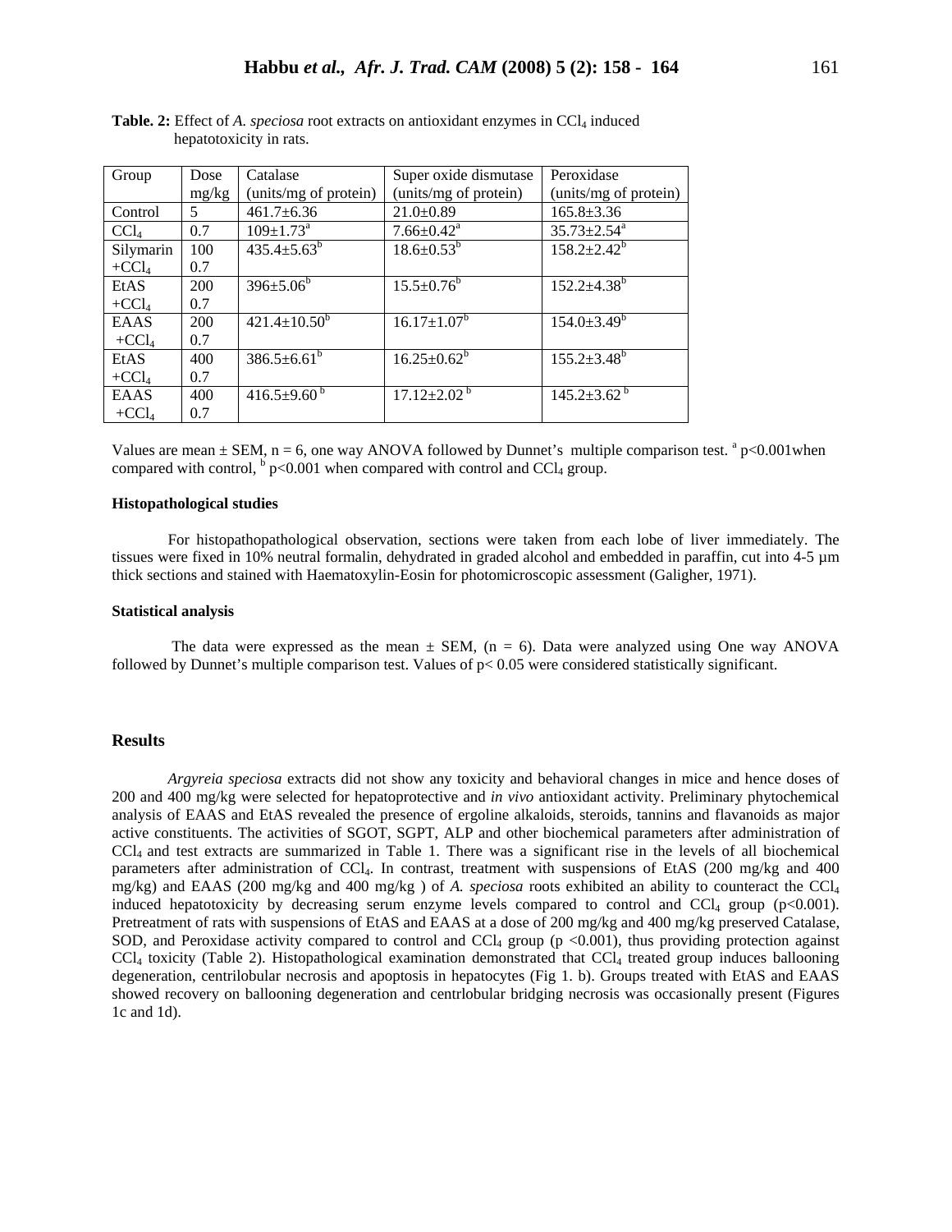**Table. 2:** Effect of *A. speciosa* root extracts on antioxidant enzymes in $CCl_4$ induced hepatotoxicity in rats.

| Group | Dose mg/kg | Catalase (units/mg of protein) | Super oxide dismutase (units/mg of protein) | Peroxidase (units/mg of protein) |
|---|---|---|---|---|
| Control | 5 | 461.7±6.36 | 21.0±0.89 | 165.8±3.36 |
| $CCl_4$ | 0.7 | 109±1.73[a] | 7.66±0.42[a] | 35.73±2.54[a] |
| Silymarin +$CCl_4$ | 100 0.7 | 435.4±5.63[b] | 18.6±0.53[b] | 158.2±2.42[b] |
| EtAS +$CCl_4$ | 200 0.7 | 396±5.06[b] | 15.5±0.76[b] | 152.2±4.38[b] |
| EAAS +$CCl_4$ | 200 0.7 | 421.4±10.50[b] | 16.17±1.07[b] | 154.0±3.49[b] |
| EtAS +$CCl_4$ | 400 0.7 | 386.5±6.61[b] | 16.25±0.62[b] | 155.2±3.48[b] |
| EAAS +$CCl_4$ | 400 0.7 | 416.5±9.60[b] | 17.12±2.02[b] | 145.2±3.62[b] |

Values are mean ± SEM, n = 6, one way ANOVA followed by Dunnet's multiple comparison test. [a] $p<0.001$when compared with control, [b] $p<0.001$ when compared with control and $CCl_4$ group.

#### Histopathological studies

For histopathopathological observation, sections were taken from each lobe of liver immediately. The tissues were fixed in 10% neutral formalin, dehydrated in graded alcohol and embedded in paraffin, cut into 4-5 µm thick sections and stained with Haematoxylin-Eosin for photomicroscopic assessment (Galigher, 1971).

#### Statistical analysis

The data were expressed as the mean ± SEM, (n = 6). Data were analyzed using One way ANOVA followed by Dunnet's multiple comparison test. Values of $p< 0.05$ were considered statistically significant.

### Results

*Argyreia speciosa* extracts did not show any toxicity and behavioral changes in mice and hence doses of 200 and 400 mg/kg were selected for hepatoprotective and *in vivo* antioxidant activity. Preliminary phytochemical analysis of EAAS and EtAS revealed the presence of ergoline alkaloids, steroids, tannins and flavanoids as major active constituents. The activities of SGOT, SGPT, ALP and other biochemical parameters after administration of $CCl_4$ and test extracts are summarized in Table 1. There was a significant rise in the levels of all biochemical parameters after administration of $CCl_4$. In contrast, treatment with suspensions of EtAS (200 mg/kg and 400 mg/kg) and EAAS (200 mg/kg and 400 mg/kg ) of *A. speciosa* roots exhibited an ability to counteract the $CCl_4$ induced hepatotoxicity by decreasing serum enzyme levels compared to control and $CCl_4$ group ($p<0.001$). Pretreatment of rats with suspensions of EtAS and EAAS at a dose of 200 mg/kg and 400 mg/kg preserved Catalase, SOD, and Peroxidase activity compared to control and $CCl_4$ group ($p <0.001$), thus providing protection against $CCl_4$ toxicity (Table 2). Histopathological examination demonstrated that $CCl_4$ treated group induces ballooning degeneration, centrilobular necrosis and apoptosis in hepatocytes (Fig 1. b). Groups treated with EtAS and EAAS showed recovery on ballooning degeneration and centrlobular bridging necrosis was occasionally present (Figures 1c and 1d).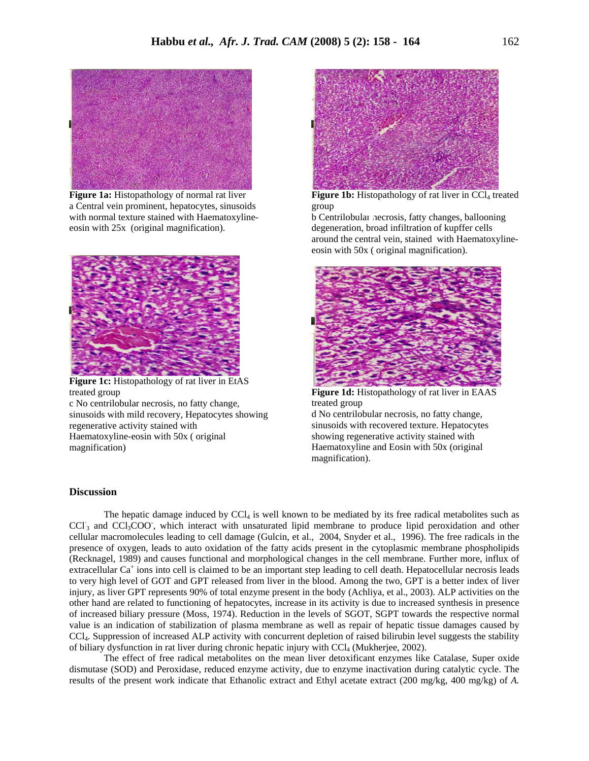**Figure 1a:** Histopathology of normal rat liver
a Central vein prominent, hepatocytes, sinusoids with normal texture stained with Haematoxyline-eosin with 25x (original magnification).

**Figure 1b:** Histopathology of rat liver in $CCl_4$ treated group
b Centrilobular necrosis, fatty changes, ballooning degeneration, broad infiltration of kupffer cells around the central vein, stained with Haematoxyline-eosin with 50x ( original magnification).

**Figure 1c:** Histopathology of rat liver in EtAS treated group
c No centrilobular necrosis, no fatty change, sinusoids with mild recovery, Hepatocytes showing regenerative activity stained with Haematoxyline-eosin with 50x ( original magnification)

**Figure 1d:** Histopathology of rat liver in EAAS treated group
d No centrilobular necrosis, no fatty change, sinusoids with recovered texture. Hepatocytes showing regenerative activity stained with Haematoxyline and Eosin with 50x (original magnification).

## Discussion

The hepatic damage induced by $CCl_4$ is well known to be mediated by its free radical metabolites such as $CCl^{\cdot}_3$ and $CCl_3COO^{\cdot}$, which interact with unsaturated lipid membrane to produce lipid peroxidation and other cellular macromolecules leading to cell damage (Gulcin, et al., 2004, Snyder et al., 1996). The free radicals in the presence of oxygen, leads to auto oxidation of the fatty acids present in the cytoplasmic membrane phospholipids (Recknagel, 1989) and causes functional and morphological changes in the cell membrane. Further more, influx of extracellular $Ca^{+}$ ions into cell is claimed to be an important step leading to cell death. Hepatocellular necrosis leads to very high level of GOT and GPT released from liver in the blood. Among the two, GPT is a better index of liver injury, as liver GPT represents 90% of total enzyme present in the body (Achliya, et al., 2003). ALP activities on the other hand are related to functioning of hepatocytes, increase in its activity is due to increased synthesis in presence of increased biliary pressure (Moss, 1974). Reduction in the levels of SGOT, SGPT towards the respective normal value is an indication of stabilization of plasma membrane as well as repair of hepatic tissue damages caused by $CCl_4$. Suppression of increased ALP activity with concurrent depletion of raised bilirubin level suggests the stability of biliary dysfunction in rat liver during chronic hepatic injury with $CCl_4$ (Mukherjee, 2002).

The effect of free radical metabolites on the mean liver detoxificant enzymes like Catalase, Super oxide dismutase (SOD) and Peroxidase, reduced enzyme activity, due to enzyme inactivation during catalytic cycle. The results of the present work indicate that Ethanolic extract and Ethyl acetate extract (200 mg/kg, 400 mg/kg) of *A.*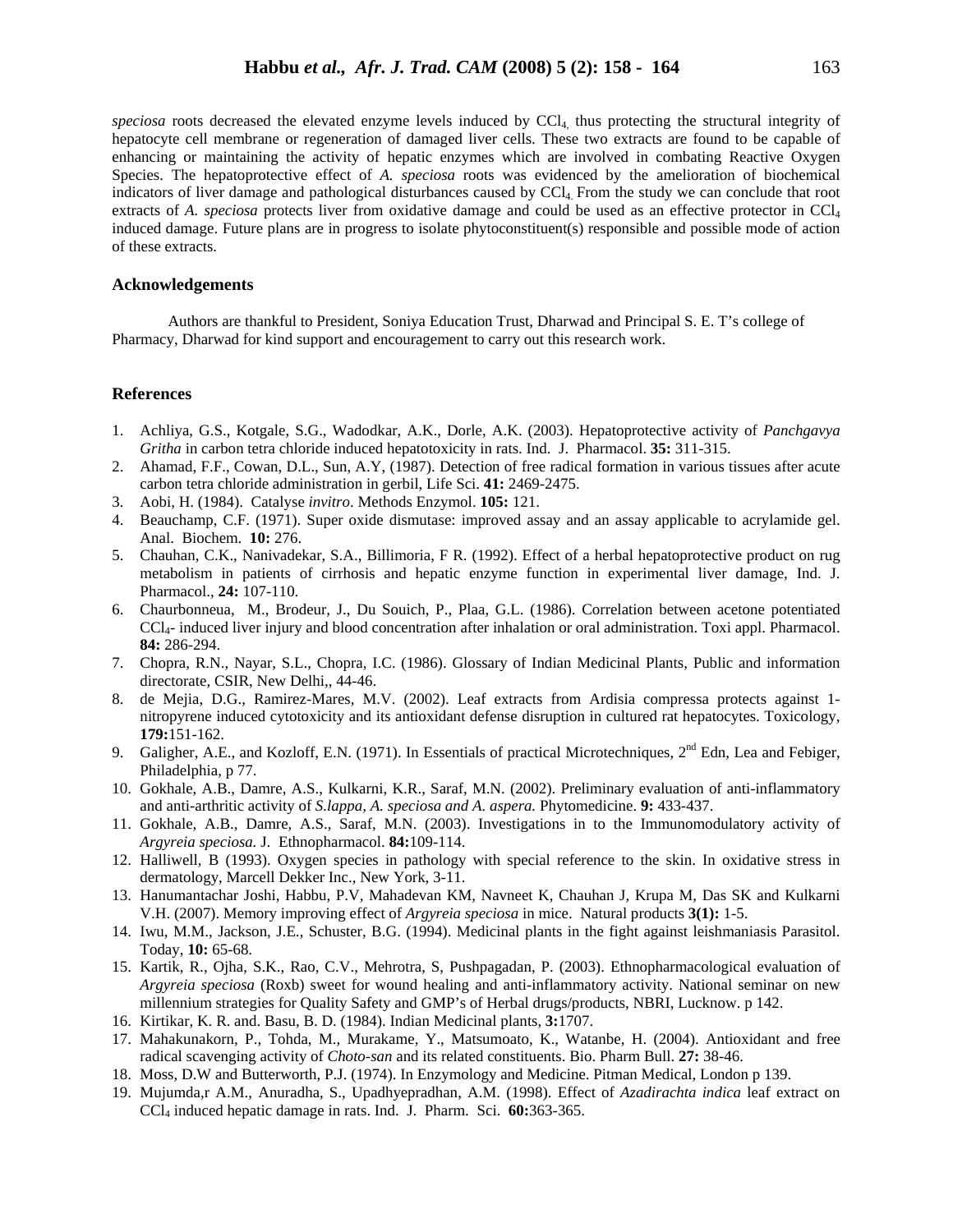*speciosa* roots decreased the elevated enzyme levels induced by $CCl_4$, thus protecting the structural integrity of hepatocyte cell membrane or regeneration of damaged liver cells. These two extracts are found to be capable of enhancing or maintaining the activity of hepatic enzymes which are involved in combating Reactive Oxygen Species. The hepatoprotective effect of *A. speciosa* roots was evidenced by the amelioration of biochemical indicators of liver damage and pathological disturbances caused by $CCl_4$. From the study we can conclude that root extracts of *A. speciosa* protects liver from oxidative damage and could be used as an effective protector in $CCl_4$ induced damage. Future plans are in progress to isolate phytoconstituent(s) responsible and possible mode of action of these extracts.

## Acknowledgements

Authors are thankful to President, Soniya Education Trust, Dharwad and Principal S. E. T's college of Pharmacy, Dharwad for kind support and encouragement to carry out this research work.

## References

1. Achliya, G.S., Kotgale, S.G., Wadodkar, A.K., Dorle, A.K. (2003). Hepatoprotective activity of *Panchgavya Gritha* in carbon tetra chloride induced hepatotoxicity in rats. Ind. J. Pharmacol. **35:** 311-315.
2. Ahamad, F.F., Cowan, D.L., Sun, A.Y, (1987). Detection of free radical formation in various tissues after acute carbon tetra chloride administration in gerbil, Life Sci. **41:** 2469-2475.
3. Aobi, H. (1984). Catalyse *invitro*. Methods Enzymol. **105:** 121.
4. Beauchamp, C.F. (1971). Super oxide dismutase: improved assay and an assay applicable to acrylamide gel. Anal. Biochem. **10:** 276.
5. Chauhan, C.K., Nanivadekar, S.A., Billimoria, F R. (1992). Effect of a herbal hepatoprotective product on rug metabolism in patients of cirrhosis and hepatic enzyme function in experimental liver damage, Ind. J. Pharmacol., **24:** 107-110.
6. Chaurbonneua, M., Brodeur, J., Du Souich, P., Plaa, G.L. (1986). Correlation between acetone potentiated $CCl_4$- induced liver injury and blood concentration after inhalation or oral administration. Toxi appl. Pharmacol. **84:** 286-294.
7. Chopra, R.N., Nayar, S.L., Chopra, I.C. (1986). Glossary of Indian Medicinal Plants, Public and information directorate, CSIR, New Delhi,, 44-46.
8. de Mejia, D.G., Ramirez-Mares, M.V. (2002). Leaf extracts from Ardisia compressa protects against 1-nitropyrene induced cytotoxicity and its antioxidant defense disruption in cultured rat hepatocytes. Toxicology, **179:**151-162.
9. Galigher, A.E., and Kozloff, E.N. (1971). In Essentials of practical Microtechniques, 2nd Edn, Lea and Febiger, Philadelphia, p 77.
10. Gokhale, A.B., Damre, A.S., Kulkarni, K.R., Saraf, M.N. (2002). Preliminary evaluation of anti-inflammatory and anti-arthritic activity of *S.lappa, A. speciosa and A. aspera.* Phytomedicine. **9:** 433-437.
11. Gokhale, A.B., Damre, A.S., Saraf, M.N. (2003). Investigations in to the Immunomodulatory activity of *Argyreia speciosa.* J. Ethnopharmacol. **84:**109-114.
12. Halliwell, B (1993). Oxygen species in pathology with special reference to the skin. In oxidative stress in dermatology, Marcell Dekker Inc., New York, 3-11.
13. Hanumantachar Joshi, Habbu, P.V, Mahadevan KM, Navneet K, Chauhan J, Krupa M, Das SK and Kulkarni V.H. (2007). Memory improving effect of *Argyreia speciosa* in mice. Natural products **3(1):** 1-5.
14. Iwu, M.M., Jackson, J.E., Schuster, B.G. (1994). Medicinal plants in the fight against leishmaniasis Parasitol. Today, **10:** 65-68.
15. Kartik, R., Ojha, S.K., Rao, C.V., Mehrotra, S, Pushpagadan, P. (2003). Ethnopharmacological evaluation of *Argyreia speciosa* (Roxb) sweet for wound healing and anti-inflammatory activity. National seminar on new millennium strategies for Quality Safety and GMP's of Herbal drugs/products, NBRI, Lucknow. p 142.
16. Kirtikar, K. R. and. Basu, B. D. (1984). Indian Medicinal plants, **3:**1707.
17. Mahakunakorn, P., Tohda, M., Murakame, Y., Matsumoato, K., Watanbe, H. (2004). Antioxidant and free radical scavenging activity of *Choto-san* and its related constituents. Bio. Pharm Bull. **27:** 38-46.
18. Moss, D.W and Butterworth, P.J. (1974). In Enzymology and Medicine. Pitman Medical, London p 139.
19. Mujumda,r A.M., Anuradha, S., Upadhyepradhan, A.M. (1998). Effect of *Azadirachta indica* leaf extract on $CCl_4$ induced hepatic damage in rats. Ind. J. Pharm. Sci. **60:**363-365.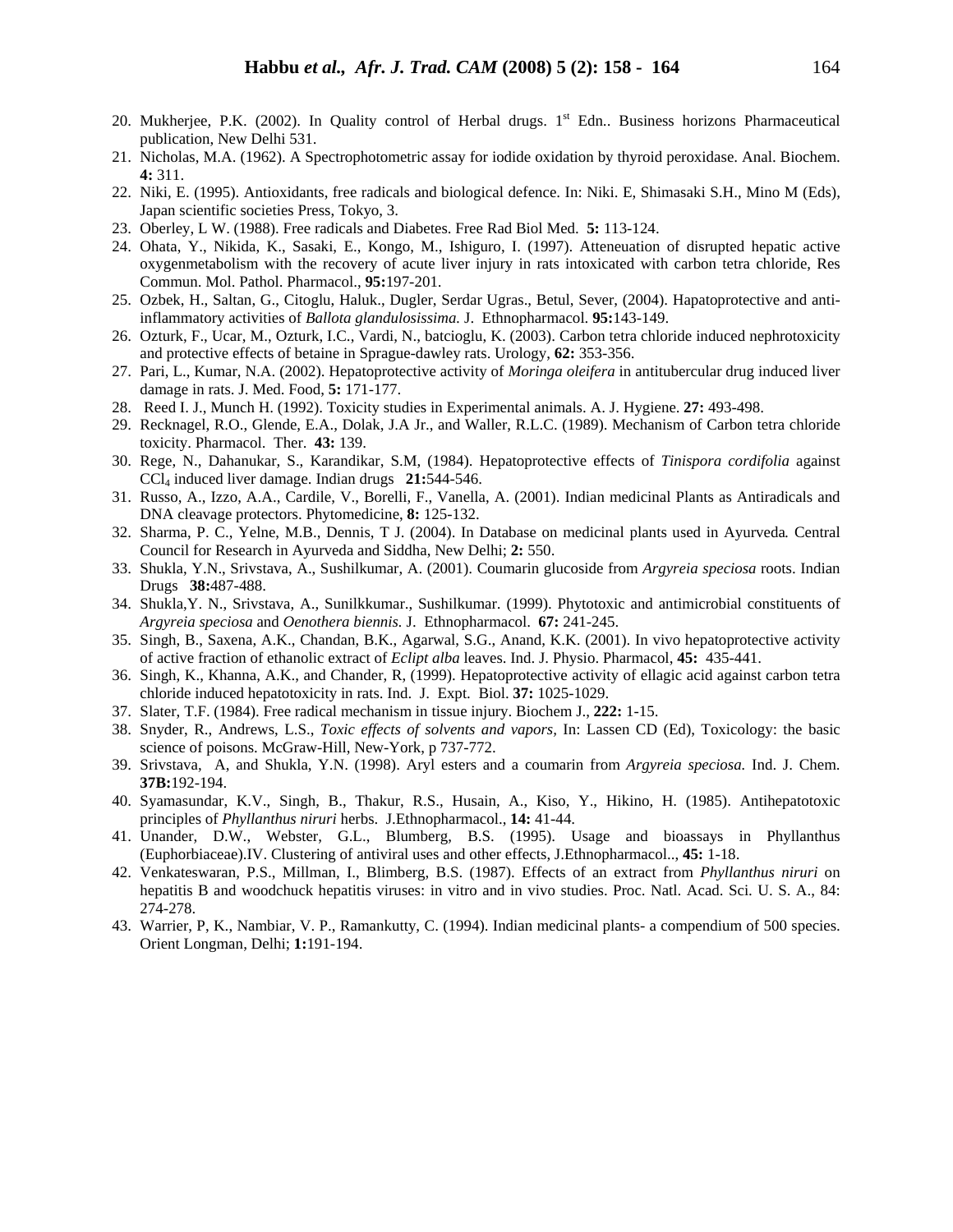20. Mukherjee, P.K. (2002). In Quality control of Herbal drugs. 1st Edn.. Business horizons Pharmaceutical publication, New Delhi 531.
21. Nicholas, M.A. (1962). A Spectrophotometric assay for iodide oxidation by thyroid peroxidase. Anal. Biochem. **4:** 311.
22. Niki, E. (1995). Antioxidants, free radicals and biological defence. In: Niki. E, Shimasaki S.H., Mino M (Eds), Japan scientific societies Press, Tokyo, 3.
23. Oberley, L W. (1988). Free radicals and Diabetes. Free Rad Biol Med. **5:** 113-124.
24. Ohata, Y., Nikida, K., Sasaki, E., Kongo, M., Ishiguro, I. (1997). Atteneuation of disrupted hepatic active oxygenmetabolism with the recovery of acute liver injury in rats intoxicated with carbon tetra chloride, Res Commun. Mol. Pathol. Pharmacol., **95:**197-201.
25. Ozbek, H., Saltan, G., Citoglu, Haluk., Dugler, Serdar Ugras., Betul, Sever, (2004). Hapatoprotective and anti-inflammatory activities of *Ballota glandulosissima.* J. Ethnopharmacol. **95:**143-149.
26. Ozturk, F., Ucar, M., Ozturk, I.C., Vardi, N., batcioglu, K. (2003). Carbon tetra chloride induced nephrotoxicity and protective effects of betaine in Sprague-dawley rats. Urology, **62:** 353-356.
27. Pari, L., Kumar, N.A. (2002). Hepatoprotective activity of *Moringa oleifera* in antitubercular drug induced liver damage in rats. J. Med. Food, **5:** 171-177.
28. Reed I. J., Munch H. (1992). Toxicity studies in Experimental animals. A. J. Hygiene. **27:** 493-498.
29. Recknagel, R.O., Glende, E.A., Dolak, J.A Jr., and Waller, R.L.C. (1989). Mechanism of Carbon tetra chloride toxicity. Pharmacol. Ther. **43:** 139.
30. Rege, N., Dahanukar, S., Karandikar, S.M, (1984). Hepatoprotective effects of *Tinispora cordifolia* against $CCl_4$ induced liver damage. Indian drugs **21:**544-546.
31. Russo, A., Izzo, A.A., Cardile, V., Borelli, F., Vanella, A. (2001). Indian medicinal Plants as Antiradicals and DNA cleavage protectors. Phytomedicine, **8:** 125-132.
32. Sharma, P. C., Yelne, M.B., Dennis, T J. (2004). In Database on medicinal plants used in Ayurveda*.* Central Council for Research in Ayurveda and Siddha, New Delhi; **2:** 550.
33. Shukla, Y.N., Srivstava, A., Sushilkumar, A. (2001). Coumarin glucoside from *Argyreia speciosa* roots. Indian Drugs **38:**487-488.
34. Shukla,Y. N., Srivstava, A., Sunilkkumar., Sushilkumar. (1999). Phytotoxic and antimicrobial constituents of *Argyreia speciosa* and *Oenothera biennis.* J. Ethnopharmacol. **67:** 241-245.
35. Singh, B., Saxena, A.K., Chandan, B.K., Agarwal, S.G., Anand, K.K. (2001). In vivo hepatoprotective activity of active fraction of ethanolic extract of *Eclipt alba* leaves. Ind. J. Physio. Pharmacol, **45:** 435-441.
36. Singh, K., Khanna, A.K., and Chander, R, (1999). Hepatoprotective activity of ellagic acid against carbon tetra chloride induced hepatotoxicity in rats. Ind. J. Expt. Biol. **37:** 1025-1029.
37. Slater, T.F. (1984). Free radical mechanism in tissue injury. Biochem J., **222:** 1-15.
38. Snyder, R., Andrews, L.S., *Toxic effects of solvents and vapors,* In: Lassen CD (Ed), Toxicology: the basic science of poisons. McGraw-Hill, New-York, p 737-772.
39. Srivstava, A, and Shukla, Y.N. (1998). Aryl esters and a coumarin from *Argyreia speciosa.* Ind. J. Chem. **37B:**192-194.
40. Syamasundar, K.V., Singh, B., Thakur, R.S., Husain, A., Kiso, Y., Hikino, H. (1985). Antihepatotoxic principles of *Phyllanthus niruri* herbs. J.Ethnopharmacol., **14:** 41-44.
41. Unander, D.W., Webster, G.L., Blumberg, B.S. (1995). Usage and bioassays in Phyllanthus (Euphorbiaceae).IV. Clustering of antiviral uses and other effects, J.Ethnopharmacol.., **45:** 1-18.
42. Venkateswaran, P.S., Millman, I., Blimberg, B.S. (1987). Effects of an extract from *Phyllanthus niruri* on hepatitis B and woodchuck hepatitis viruses: in vitro and in vivo studies. Proc. Natl. Acad. Sci. U. S. A., 84: 274-278.
43. Warrier, P, K., Nambiar, V. P., Ramankutty, C. (1994). Indian medicinal plants- a compendium of 500 species. Orient Longman, Delhi; **1:**191-194.